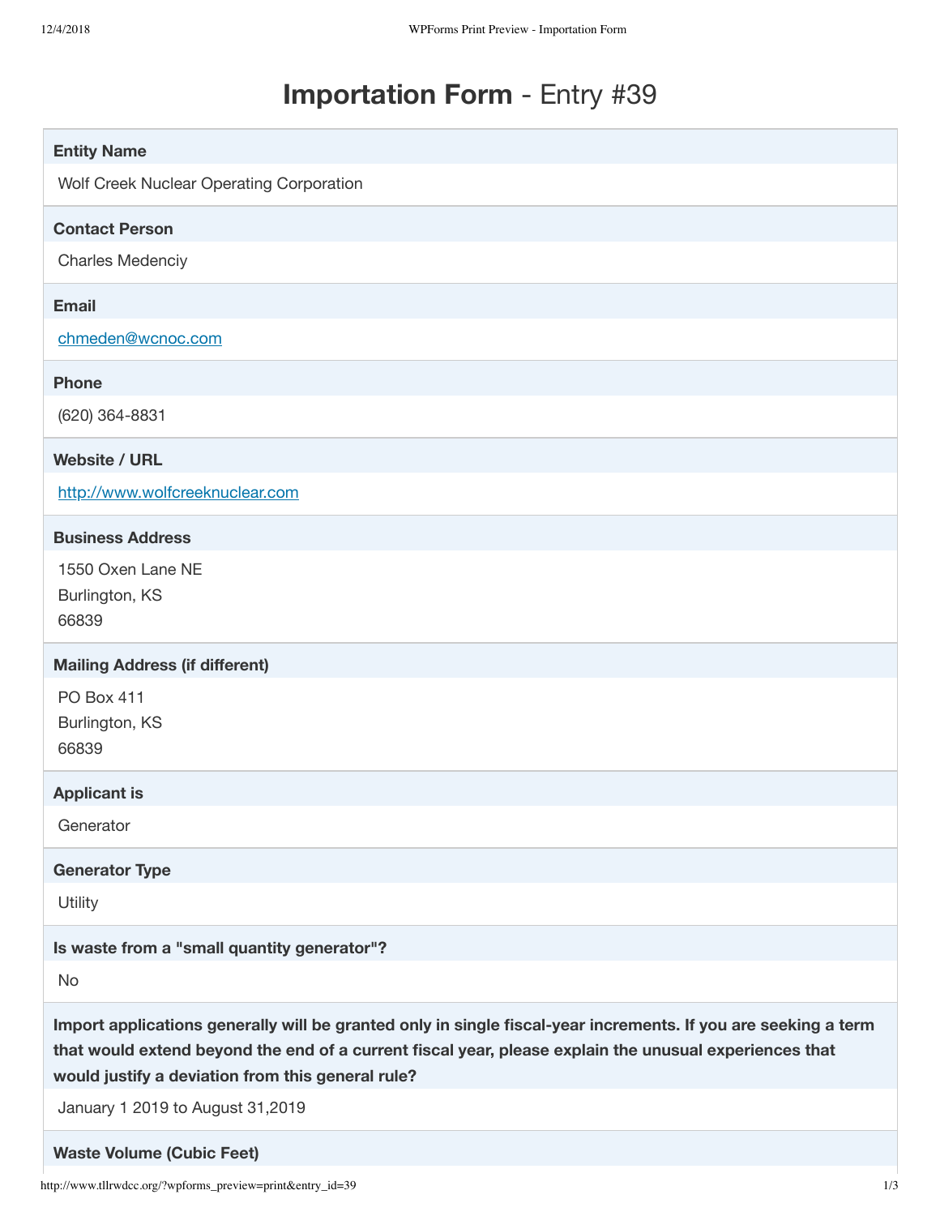# **Importation Form** - Entry #39

**Entity Name**

Wolf Creek Nuclear Operating Corporation

**Contact Person**

Charles Medenciy

**Email**

chmeden@wcnoc.com

**Phone**

(620) 364-8831

**Website / URL**

http://www.wolfcreeknuclear.com

**Business Address**

1550 Oxen Lane NE
Burlington, KS
66839

**Mailing Address (if different)**

PO Box 411
Burlington, KS
66839

**Applicant is**

Generator

**Generator Type**

Utility

**Is waste from a "small quantity generator"?**

No

**Import applications generally will be granted only in single fiscal-year increments. If you are seeking a term that would extend beyond the end of a current fiscal year, please explain the unusual experiences that would justify a deviation from this general rule?**

January 1 2019 to August 31,2019

**Waste Volume (Cubic Feet)**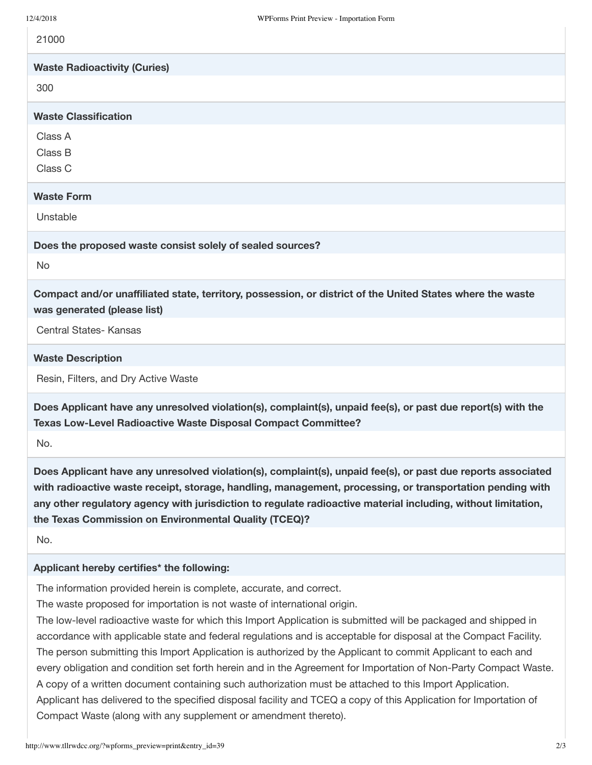21000

**Waste Radioactivity (Curies)**

300

**Waste Classification**

Class A
Class B
Class C

**Waste Form**

Unstable

**Does the proposed waste consist solely of sealed sources?**

No

**Compact and/or unaffiliated state, territory, possession, or district of the United States where the waste was generated (please list)**

Central States- Kansas

**Waste Description**

Resin, Filters, and Dry Active Waste

**Does Applicant have any unresolved violation(s), complaint(s), unpaid fee(s), or past due report(s) with the Texas Low-Level Radioactive Waste Disposal Compact Committee?**

No.

**Does Applicant have any unresolved violation(s), complaint(s), unpaid fee(s), or past due reports associated with radioactive waste receipt, storage, handling, management, processing, or transportation pending with any other regulatory agency with jurisdiction to regulate radioactive material including, without limitation, the Texas Commission on Environmental Quality (TCEQ)?**

No.

**Applicant hereby certifies* the following:**

The information provided herein is complete, accurate, and correct.
The waste proposed for importation is not waste of international origin.
The low-level radioactive waste for which this Import Application is submitted will be packaged and shipped in accordance with applicable state and federal regulations and is acceptable for disposal at the Compact Facility.
The person submitting this Import Application is authorized by the Applicant to commit Applicant to each and every obligation and condition set forth herein and in the Agreement for Importation of Non-Party Compact Waste. A copy of a written document containing such authorization must be attached to this Import Application.
Applicant has delivered to the specified disposal facility and TCEQ a copy of this Application for Importation of Compact Waste (along with any supplement or amendment thereto).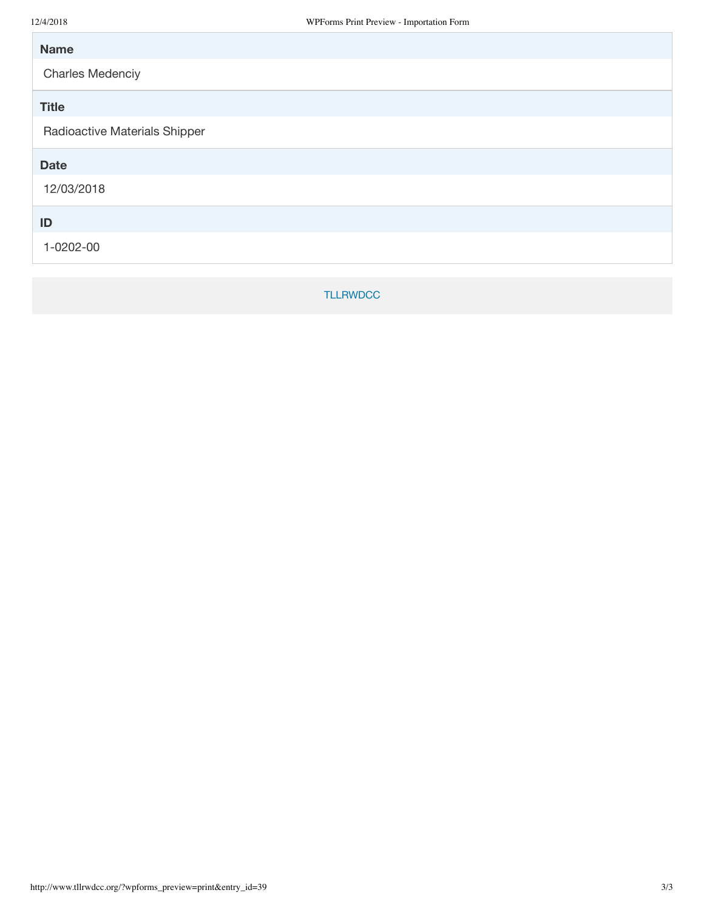**Name**

Charles Medenciy

**Title**

Radioactive Materials Shipper

**Date**

12/03/2018

**ID**

1-0202-00

TLLRWDCC